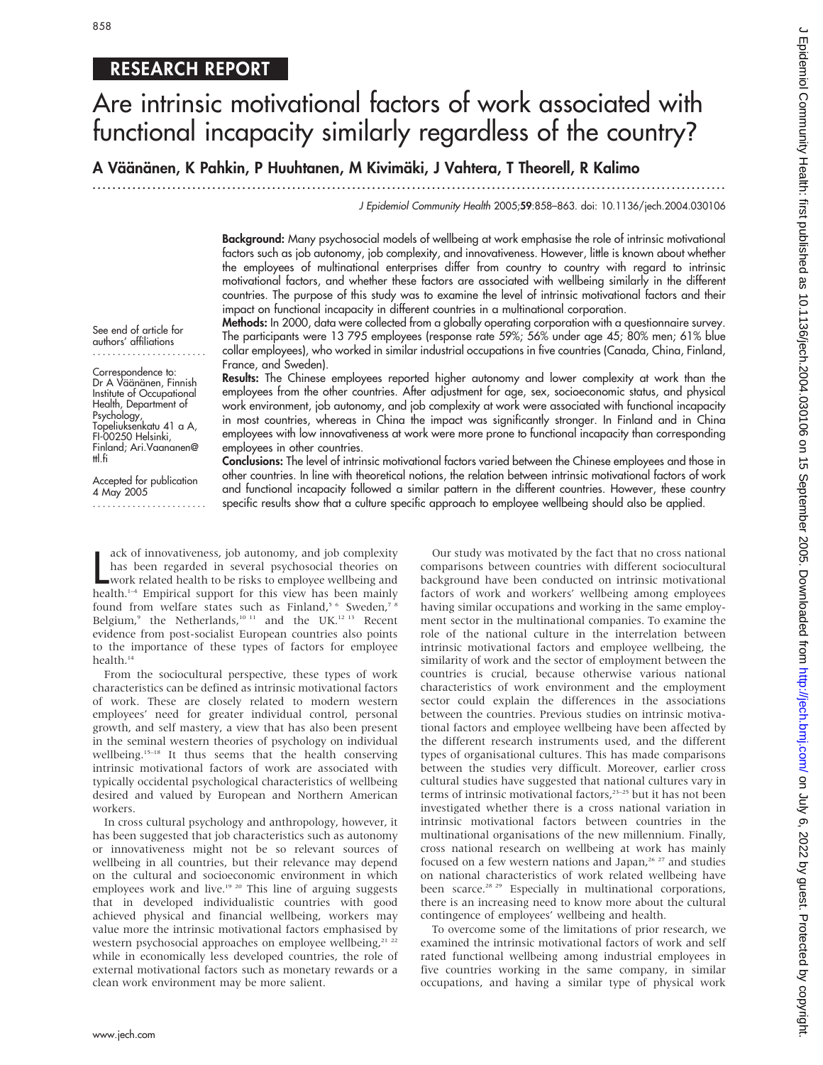# RESEARCH REPORT

# Are intrinsic motivational factors of work associated with functional incapacity similarly regardless of the country?

**A Väänänen, K Pahkin, P Huuhtanen, M Kivimäki, J Vahtera, T Theorell, R Kalimo**

See end of article for authors' affiliations

Correspondence to: Dr A Väänänen, Finnish Institute of Occupational Health, Department of Psychology, Topeliuksenkatu 41 a A, FI-00250 Helsinki, Finland; Ari.Vaananen@ttl.fi

Accepted for publication 4 May 2005

**Background:** Many psychosocial models of wellbeing at work emphasise the role of intrinsic motivational factors such as job autonomy, job complexity, and innovativeness. However, little is known about whether the employees of multinational enterprises differ from country to country with regard to intrinsic motivational factors, and whether these factors are associated with wellbeing similarly in the different countries. The purpose of this study was to examine the level of intrinsic motivational factors and their impact on functional incapacity in different countries in a multinational corporation.

**Methods:** In 2000, data were collected from a globally operating corporation with a questionnaire survey. The participants were 13 795 employees (response rate 59%; 56% under age 45; 80% men; 61% blue collar employees), who worked in similar industrial occupations in five countries (Canada, China, Finland, France, and Sweden).

**Results:** The Chinese employees reported higher autonomy and lower complexity at work than the employees from the other countries. After adjustment for age, sex, socioeconomic status, and physical work environment, job autonomy, and job complexity at work were associated with functional incapacity in most countries, whereas in China the impact was significantly stronger. In Finland and in China employees with low innovativeness at work were more prone to functional incapacity than corresponding employees in other countries.

**Conclusions:** The level of intrinsic motivational factors varied between the Chinese employees and those in other countries. In line with theoretical notions, the relation between intrinsic motivational factors of work and functional incapacity followed a similar pattern in the different countries. However, these country specific results show that a culture specific approach to employee wellbeing should also be applied.

Lack of innovativeness, job autonomy, and job complexity has been regarded in several psychosocial theories on work related health to be risks to employee wellbeing and health.[1–4] Empirical support for this view has been mainly found from welfare states such as Finland,[5 6] Sweden,[7 8] Belgium,[9] the Netherlands,[10 11] and the UK.[12 13] Recent evidence from post-socialist European countries also points to the importance of these types of factors for employee health.[14]

From the sociocultural perspective, these types of work characteristics can be defined as intrinsic motivational factors of work. These are closely related to modern western employees' need for greater individual control, personal growth, and self mastery, a view that has also been present in the seminal western theories of psychology on individual wellbeing.[15–18] It thus seems that the health conserving intrinsic motivational factors of work are associated with typically occidental psychological characteristics of wellbeing desired and valued by European and Northern American workers.

In cross cultural psychology and anthropology, however, it has been suggested that job characteristics such as autonomy or innovativeness might not be so relevant sources of wellbeing in all countries, but their relevance may depend on the cultural and socioeconomic environment in which employees work and live.[19 20] This line of arguing suggests that in developed individualistic countries with good achieved physical and financial wellbeing, workers may value more the intrinsic motivational factors emphasised by western psychosocial approaches on employee wellbeing,[21 22] while in economically less developed countries, the role of external motivational factors such as monetary rewards or a clean work environment may be more salient.

Our study was motivated by the fact that no cross national comparisons between countries with different sociocultural background have been conducted on intrinsic motivational factors of work and workers' wellbeing among employees having similar occupations and working in the same employment sector in the multinational companies. To examine the role of the national culture in the interrelation between intrinsic motivational factors and employee wellbeing, the similarity of work and the sector of employment between the countries is crucial, because otherwise various national characteristics of work environment and the employment sector could explain the differences in the associations between the countries. Previous studies on intrinsic motivational factors and employee wellbeing have been affected by the different research instruments used, and the different types of organisational cultures. This has made comparisons between the studies very difficult. Moreover, earlier cross cultural studies have suggested that national cultures vary in terms of intrinsic motivational factors,[23–25] but it has not been investigated whether there is a cross national variation in intrinsic motivational factors between countries in the multinational organisations of the new millennium. Finally, cross national research on wellbeing at work has mainly focused on a few western nations and Japan,[26 27] and studies on national characteristics of work related wellbeing have been scarce.[28 29] Especially in multinational corporations, there is an increasing need to know more about the cultural contingence of employees' wellbeing and health.

To overcome some of the limitations of prior research, we examined the intrinsic motivational factors of work and self rated functional wellbeing among industrial employees in five countries working in the same company, in similar occupations, and having a similar type of physical work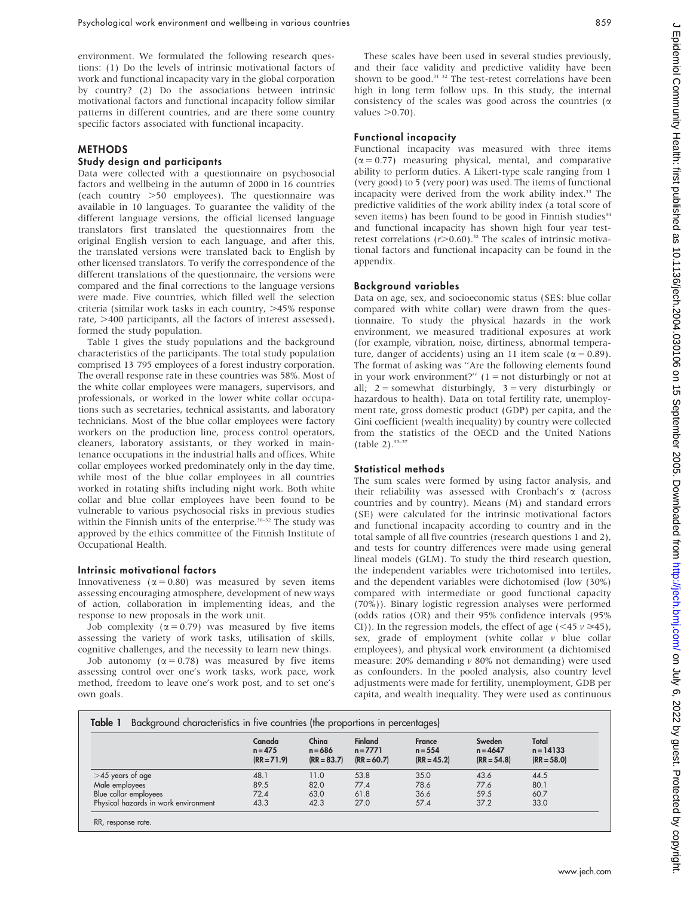environment. We formulated the following research questions: (1) Do the levels of intrinsic motivational factors of work and functional incapacity vary in the global corporation by country? (2) Do the associations between intrinsic motivational factors and functional incapacity follow similar patterns in different countries, and are there some country specific factors associated with functional incapacity.

## METHODS

### Study design and participants

Data were collected with a questionnaire on psychosocial factors and wellbeing in the autumn of 2000 in 16 countries (each country >50 employees). The questionnaire was available in 10 languages. To guarantee the validity of the different language versions, the official licensed language translators first translated the questionnaires from the original English version to each language, and after this, the translated versions were translated back to English by other licensed translators. To verify the correspondence of the different translations of the questionnaire, the versions were compared and the final corrections to the language versions were made. Five countries, which filled well the selection criteria (similar work tasks in each country, >45% response rate, >400 participants, all the factors of interest assessed), formed the study population.

Table 1 gives the study populations and the background characteristics of the participants. The total study population comprised 13 795 employees of a forest industry corporation. The overall response rate in these countries was 58%. Most of the white collar employees were managers, supervisors, and professionals, or worked in the lower white collar occupations such as secretaries, technical assistants, and laboratory technicians. Most of the blue collar employees were factory workers on the production line, process control operators, cleaners, laboratory assistants, or they worked in maintenance occupations in the industrial halls and offices. White collar employees worked predominately only in the day time, while most of the blue collar employees in all countries worked in rotating shifts including night work. Both white collar and blue collar employees have been found to be vulnerable to various psychosocial risks in previous studies within the Finnish units of the enterprise.[30–32] The study was approved by the ethics committee of the Finnish Institute of Occupational Health.

### Intrinsic motivational factors

Innovativeness ($\alpha = 0.80$) was measured by seven items assessing encouraging atmosphere, development of new ways of action, collaboration in implementing ideas, and the response to new proposals in the work unit.

Job complexity ($\alpha = 0.79$) was measured by five items assessing the variety of work tasks, utilisation of skills, cognitive challenges, and the necessity to learn new things.

Job autonomy ($\alpha = 0.78$) was measured by five items assessing control over one's work tasks, work pace, work method, freedom to leave one's work post, and to set one's own goals.

These scales have been used in several studies previously, and their face validity and predictive validity have been shown to be good.[31 32] The test-retest correlations have been high in long term follow ups. In this study, the internal consistency of the scales was good across the countries ($\alpha$ values >0.70).

### Functional incapacity

Functional incapacity was measured with three items ($\alpha = 0.77$) measuring physical, mental, and comparative ability to perform duties. A Likert-type scale ranging from 1 (very good) to 5 (very poor) was used. The items of functional incapacity were derived from the work ability index.[33] The predictive validities of the work ability index (a total score of seven items) has been found to be good in Finnish studies[34] and functional incapacity has shown high four year test-retest correlations ($r > 0.60$).[32] The scales of intrinsic motivational factors and functional incapacity can be found in the appendix.

### Background variables

Data on age, sex, and socioeconomic status (SES: blue collar compared with white collar) were drawn from the questionnaire. To study the physical hazards in the work environment, we measured traditional exposures at work (for example, vibration, noise, dirtiness, abnormal temperature, danger of accidents) using an 11 item scale ($\alpha = 0.89$). The format of asking was "Are the following elements found in your work environment?" (1 = not disturbingly or not at all; 2 = somewhat disturbingly, 3 = very disturbingly or hazardous to health). Data on total fertility rate, unemployment rate, gross domestic product (GDP) per capita, and the Gini coefficient (wealth inequality) by country were collected from the statistics of the OECD and the United Nations (table 2).[35–37]

### Statistical methods

The sum scales were formed by using factor analysis, and their reliability was assessed with Cronbach's $\alpha$ (across countries and by country). Means (M) and standard errors (SE) were calculated for the intrinsic motivational factors and functional incapacity according to country and in the total sample of all five countries (research questions 1 and 2), and tests for country differences were made using general lineal models (GLM). To study the third research question, the independent variables were trichotomised into tertiles, and the dependent variables were dichotomised (low (30%) compared with intermediate or good functional capacity (70%)). Binary logistic regression analyses were performed (odds ratios (OR) and their 95% confidence intervals (95% CI)). In the regression models, the effect of age (<45 *v* ≥45), sex, grade of employment (white collar *v* blue collar employees), and physical work environment (a dichotomised measure: 20% demanding *v* 80% not demanding) were used as confounders. In the pooled analysis, also country level adjustments were made for fertility, unemployment, GDB per capita, and wealth inequality. They were used as continuous

**Table 1** Background characteristics in five countries (the proportions in percentages)

| | Canada n = 475 (RR = 71.9) | China n = 686 (RR = 83.7) | Finland n = 7771 (RR = 60.7) | France n = 554 (RR = 45.2) | Sweden n = 4647 (RR = 54.8) | Total n = 14133 (RR = 58.0) |
|---|---|---|---|---|---|---|
| >45 years of age | 48.1 | 11.0 | 53.8 | 35.0 | 43.6 | 44.5 |
| Male employees | 89.5 | 82.0 | 77.4 | 78.6 | 77.6 | 80.1 |
| Blue collar employees | 72.4 | 63.0 | 61.8 | 36.6 | 59.5 | 60.7 |
| Physical hazards in work environment | 43.3 | 42.3 | 27.0 | 57.4 | 37.2 | 33.0 |

RR, response rate.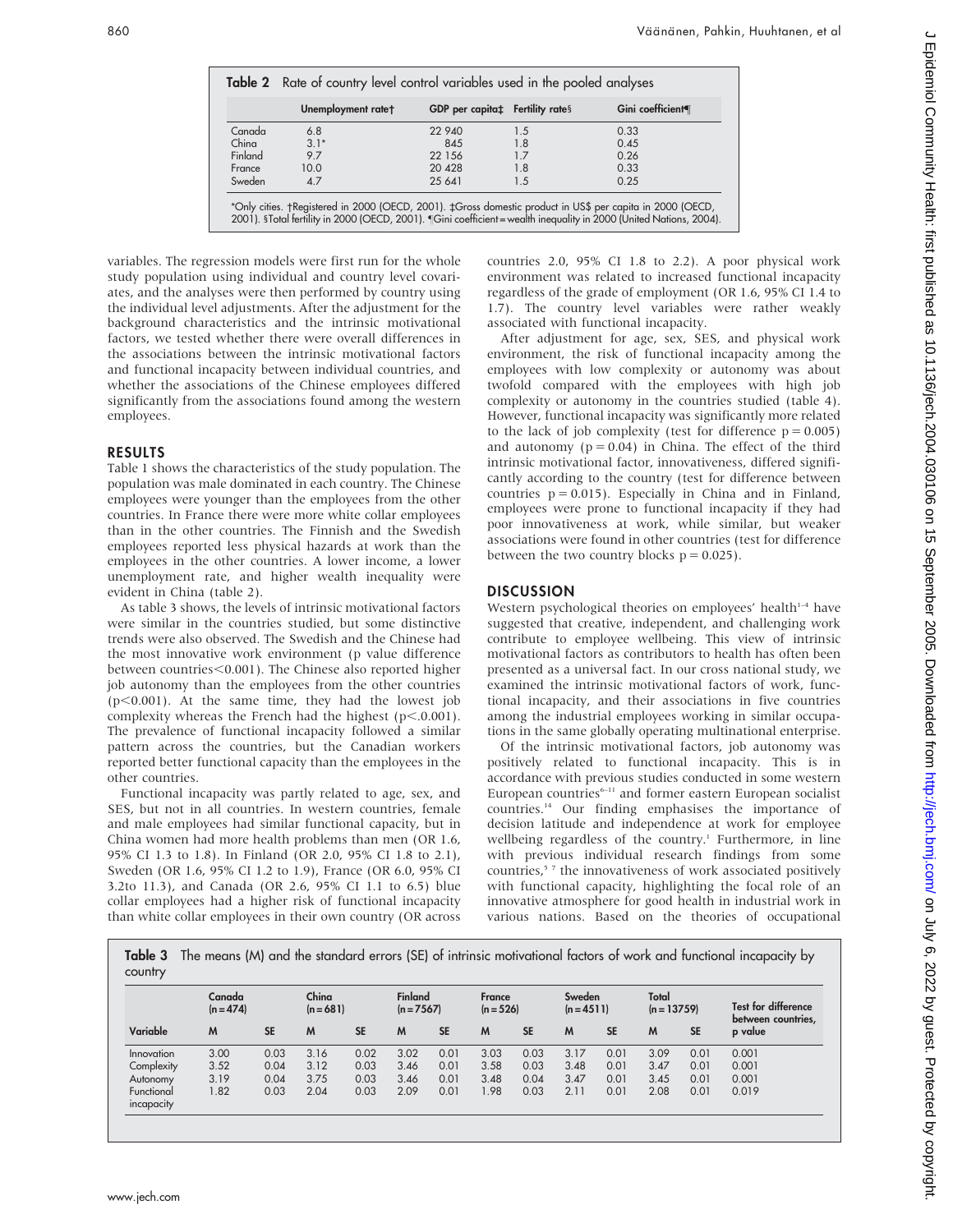**Table 2** Rate of country level control variables used in the pooled analyses

| | Unemployment rate† | GDP per capita‡ | Fertility rate§ | Gini coefficient¶ |
|---|---|---|---|---|
| Canada | 6.8 | 22 940 | 1.5 | 0.33 |
| China | 3.1* | 845 | 1.8 | 0.45 |
| Finland | 9.7 | 22 156 | 1.7 | 0.26 |
| France | 10.0 | 20 428 | 1.8 | 0.33 |
| Sweden | 4.7 | 25 641 | 1.5 | 0.25 |

*Only cities. †Registered in 2000 (OECD, 2001). ‡Gross domestic product in US$ per capita in 2000 (OECD, 2001). §Total fertility in 2000 (OECD, 2001). ¶Gini coefficient = wealth inequality in 2000 (United Nations, 2004).

variables. The regression models were first run for the whole study population using individual and country level covariates, and the analyses were then performed by country using the individual level adjustments. After the adjustment for the background characteristics and the intrinsic motivational factors, we tested whether there were overall differences in the associations between the intrinsic motivational factors and functional incapacity between individual countries, and whether the associations of the Chinese employees differed significantly from the associations found among the western employees.

## RESULTS

Table 1 shows the characteristics of the study population. The population was male dominated in each country. The Chinese employees were younger than the employees from the other countries. In France there were more white collar employees than in the other countries. The Finnish and the Swedish employees reported less physical hazards at work than the employees in the other countries. A lower income, a lower unemployment rate, and higher wealth inequality were evident in China (table 2).

As table 3 shows, the levels of intrinsic motivational factors were similar in the countries studied, but some distinctive trends were also observed. The Swedish and the Chinese had the most innovative work environment (p value difference between countries<0.001). The Chinese also reported higher job autonomy than the employees from the other countries ($p<0.001$). At the same time, they had the lowest job complexity whereas the French had the highest ($p<.0.001$). The prevalence of functional incapacity followed a similar pattern across the countries, but the Canadian workers reported better functional capacity than the employees in the other countries.

Functional incapacity was partly related to age, sex, and SES, but not in all countries. In western countries, female and male employees had similar functional capacity, but in China women had more health problems than men (OR 1.6, 95% CI 1.3 to 1.8). In Finland (OR 2.0, 95% CI 1.8 to 2.1), Sweden (OR 1.6, 95% CI 1.2 to 1.9), France (OR 6.0, 95% CI 3.2to 11.3), and Canada (OR 2.6, 95% CI 1.1 to 6.5) blue collar employees had a higher risk of functional incapacity than white collar employees in their own country (OR across countries 2.0, 95% CI 1.8 to 2.2). A poor physical work environment was related to increased functional incapacity regardless of the grade of employment (OR 1.6, 95% CI 1.4 to 1.7). The country level variables were rather weakly associated with functional incapacity.

After adjustment for age, sex, SES, and physical work environment, the risk of functional incapacity among the employees with low complexity or autonomy was about twofold compared with the employees with high job complexity or autonomy in the countries studied (table 4). However, functional incapacity was significantly more related to the lack of job complexity (test for difference $p = 0.005$) and autonomy ($p = 0.04$) in China. The effect of the third intrinsic motivational factor, innovativeness, differed significantly according to the country (test for difference between countries $p = 0.015$). Especially in China and in Finland, employees were prone to functional incapacity if they had poor innovativeness at work, while similar, but weaker associations were found in other countries (test for difference between the two country blocks $p = 0.025$).

## DISCUSSION

Western psychological theories on employees' health[1–4] have suggested that creative, independent, and challenging work contribute to employee wellbeing. This view of intrinsic motivational factors as contributors to health has often been presented as a universal fact. In our cross national study, we examined the intrinsic motivational factors of work, functional incapacity, and their associations in five countries among the industrial employees working in similar occupations in the same globally operating multinational enterprise.

Of the intrinsic motivational factors, job autonomy was positively related to functional incapacity. This is in accordance with previous studies conducted in some western European countries[6–11] and former eastern European socialist countries.[14] Our finding emphasises the importance of decision latitude and independence at work for employee wellbeing regardless of the country.[1] Furthermore, in line with previous individual research findings from some countries,[5 7] the innovativeness of work associated positively with functional capacity, highlighting the focal role of an innovative atmosphere for good health in industrial work in various nations. Based on the theories of occupational

**Table 3** The means (M) and the standard errors (SE) of intrinsic motivational factors of work and functional incapacity by country

| | Canada (n = 474) | | China (n = 681) | | Finland (n = 7567) | | France (n = 526) | | Sweden (n = 4511) | | Total (n = 13759) | | Test for difference between countries, |
|---|---|---|---|---|---|---|---|---|---|---|---|---|---|
| Variable | M | SE | M | SE | M | SE | M | SE | M | SE | M | SE | p value |
| Innovation | 3.00 | 0.03 | 3.16 | 0.02 | 3.02 | 0.01 | 3.03 | 0.03 | 3.17 | 0.01 | 3.09 | 0.01 | 0.001 |
| Complexity | 3.52 | 0.04 | 3.12 | 0.03 | 3.46 | 0.01 | 3.58 | 0.03 | 3.48 | 0.01 | 3.47 | 0.01 | 0.001 |
| Autonomy | 3.19 | 0.04 | 3.75 | 0.03 | 3.46 | 0.01 | 3.48 | 0.04 | 3.47 | 0.01 | 3.45 | 0.01 | 0.001 |
| Functional incapacity | 1.82 | 0.03 | 2.04 | 0.03 | 2.09 | 0.01 | 1.98 | 0.03 | 2.11 | 0.01 | 2.08 | 0.01 | 0.019 |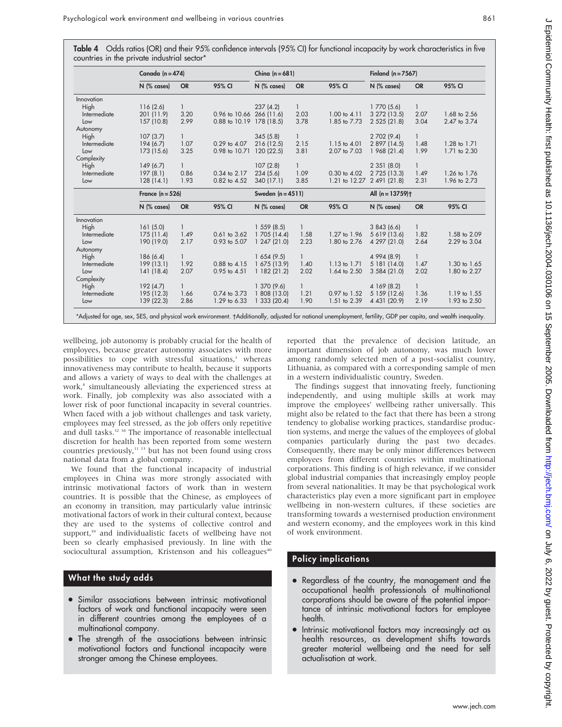**Table 4** Odds ratios (OR) and their 95% confidence intervals (95% CI) for functional incapacity by work characteristics in five countries in the private industrial sector*

| | Canada (n = 474) | | | China (n = 681) | | | Finland (n = 7567) | | |
|---|---|---|---|---|---|---|---|---|---|
| | N (% cases) | OR | 95% CI | N (% cases) | OR | 95% CI | N (% cases) | OR | 95% CI |
| Innovation | | | | | | | | | |
| High | 116 (2.6) | 1 | | 237 (4.2) | 1 | | 1 770 (5.6) | 1 | |
| Intermediate | 201 (11.9) | 3.20 | 0.96 to 10.66 | 266 (11.6) | 2.03 | 1.00 to 4.11 | 3 272 (13.5) | 2.07 | 1.68 to 2.56 |
| Low | 157 (10.8) | 2.99 | 0.88 to 10.19 | 178 (18.5) | 3.78 | 1.85 to 7.73 | 2 525 (21.8) | 3.04 | 2.47 to 3.74 |
| Autonomy | | | | | | | | | |
| High | 107 (3.7) | 1 | | 345 (5.8) | 1 | | 2 702 (9.4) | 1 | |
| Intermediate | 194 (6.7) | 1.07 | 0.29 to 4.07 | 216 (12.5) | 2.15 | 1.15 to 4.01 | 2 897 (14.5) | 1.48 | 1.28 to 1.71 |
| Low | 173 (15.6) | 3.25 | 0.98 to 10.71 | 120 (22.5) | 3.81 | 2.07 to 7.03 | 1 968 (21.4) | 1.99 | 1.71 to 2.30 |
| Complexity | | | | | | | | | |
| High | 149 (6.7) | 1 | | 107 (2.8) | 1 | | 2 351 (8.0) | 1 | |
| Intermediate | 197 (8.1) | 0.86 | 0.34 to 2.17 | 234 (5.6) | 1.09 | 0.30 to 4.02 | 2 725 (13.3) | 1.49 | 1.26 to 1.76 |
| Low | 128 (14.1) | 1.93 | 0.82 to 4.52 | 340 (17.1) | 3.85 | 1.21 to 12.27 | 2 491 (21.8) | 2.31 | 1.96 to 2.73 |
| | **France (n = 526)** | | | **Sweden (n = 4511)** | | | **All (n = 13759)†** | | |
| | N (% cases) | OR | 95% CI | N (% cases) | OR | 95% CI | N (% cases) | OR | 95% CI |
| Innovation | | | | | | | | | |
| High | 161 (5.0) | 1 | | 1 559 (8.5) | 1 | | 3 843 (6.6) | 1 | |
| Intermediate | 175 (11.4) | 1.49 | 0.61 to 3.62 | 1 705 (14.4) | 1.58 | 1.27 to 1.96 | 5 619 (13.6) | 1.82 | 1.58 to 2.09 |
| Low | 190 (19.0) | 2.17 | 0.93 to 5.07 | 1 247 (21.0) | 2.23 | 1.80 to 2.76 | 4 297 (21.0) | 2.64 | 2.29 to 3.04 |
| Autonomy | | | | | | | | | |
| High | 186 (6.4) | 1 | | 1 654 (9.5) | 1 | | 4 994 (8.9) | 1 | |
| Intermediate | 199 (13.1) | 1.92 | 0.88 to 4.15 | 1 675 (13.9) | 1.40 | 1.13 to 1.71 | 5 181 (14.0) | 1.47 | 1.30 to 1.65 |
| Low | 141 (18.4) | 2.07 | 0.95 to 4.51 | 1 182 (21.2) | 2.02 | 1.64 to 2.50 | 3 584 (21.0) | 2.02 | 1.80 to 2.27 |
| Complexity | | | | | | | | | |
| High | 192 (4.7) | 1 | | 1 370 (9.6) | 1 | | 4 169 (8.2) | 1 | |
| Intermediate | 195 (12.3) | 1.66 | 0.74 to 3.73 | 1 808 (13.0) | 1.21 | 0.97 to 1.52 | 5 159 (12.6) | 1.36 | 1.19 to 1.55 |
| Low | 139 (22.3) | 2.86 | 1.29 to 6.33 | 1 333 (20.4) | 1.90 | 1.51 to 2.39 | 4 431 (20.9) | 2.19 | 1.93 to 2.50 |

*Adjusted for age, sex, SES, and physical work environment. †Additionally, adjusted for national unemployment, fertility, GDP per capita, and wealth inequality.

wellbeing, job autonomy is probably crucial for the health of employees, because greater autonomy associates with more possibilities to cope with stressful situations,[1] whereas innovativeness may contribute to health, because it supports and allows a variety of ways to deal with the challenges at work,[4] simultaneously alleviating the experienced stress at work. Finally, job complexity was also associated with a lower risk of poor functional incapacity in several countries. When faced with a job without challenges and task variety, employees may feel stressed, as the job offers only repetitive and dull tasks.[32 38] The importance of reasonable intellectual discretion for health has been reported from some western countries previously,[11 13] but has not been found using cross national data from a global company.

We found that the functional incapacity of industrial employees in China was more strongly associated with intrinsic motivational factors of work than in western countries. It is possible that the Chinese, as employees of an economy in transition, may particularly value intrinsic motivational factors of work in their cultural context, because they are used to the systems of collective control and support,[39] and individualistic facets of wellbeing have not been so clearly emphasised previously. In line with the sociocultural assumption, Kristenson and his colleagues[40] reported that the prevalence of decision latitude, an important dimension of job autonomy, was much lower among randomly selected men of a post-socialist country, Lithuania, as compared with a corresponding sample of men in a western individualistic country, Sweden.

The findings suggest that innovating freely, functioning independently, and using multiple skills at work may improve the employees' wellbeing rather universally. This might also be related to the fact that there has been a strong tendency to globalise working practices, standardise production systems, and merge the values of the employees of global companies particularly during the past two decades. Consequently, there may be only minor differences between employees from different countries within multinational corporations. This finding is of high relevance, if we consider global industrial companies that increasingly employ people from several nationalities. It may be that psychological work characteristics play even a more significant part in employee wellbeing in non-western cultures, if these societies are transforming towards a westernised production environment and western economy, and the employees work in this kind of work environment.

## What the study adds

- Similar associations between intrinsic motivational factors of work and functional incapacity were seen in different countries among the employees of a multinational company.
- The strength of the associations between intrinsic motivational factors and functional incapacity were stronger among the Chinese employees.

## Policy implications

- Regardless of the country, the management and the occupational health professionals of multinational corporations should be aware of the potential importance of intrinsic motivational factors for employee health.
- Intrinsic motivational factors may increasingly act as health resources, as development shifts towards greater material wellbeing and the need for self actualisation at work.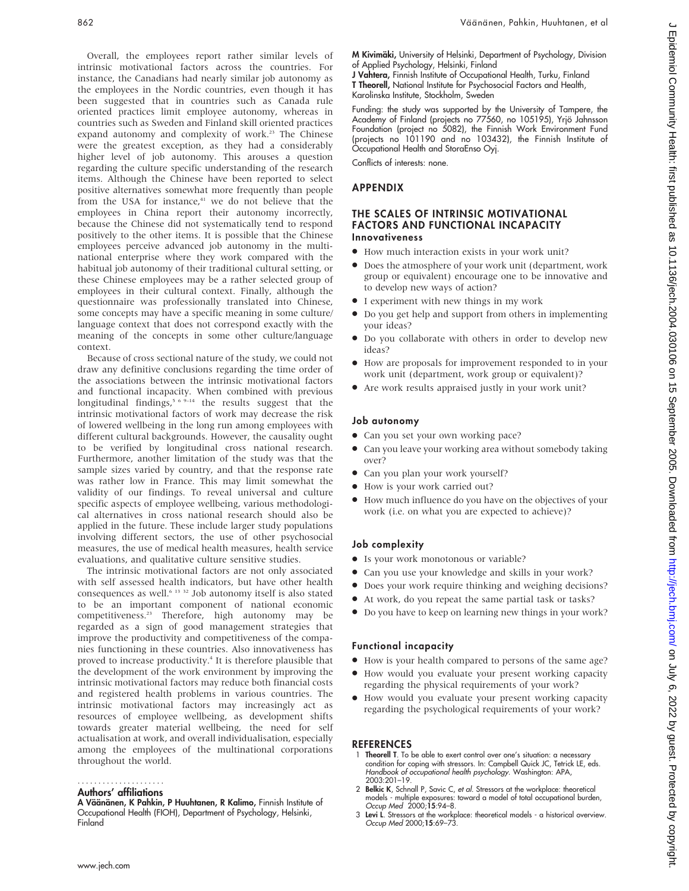Overall, the employees report rather similar levels of intrinsic motivational factors across the countries. For instance, the Canadians had nearly similar job autonomy as the employees in the Nordic countries, even though it has been suggested that in countries such as Canada rule oriented practices limit employee autonomy, whereas in countries such as Sweden and Finland skill oriented practices expand autonomy and complexity of work.[23] The Chinese were the greatest exception, as they had a considerably higher level of job autonomy. This arouses a question regarding the culture specific understanding of the research items. Although the Chinese have been reported to select positive alternatives somewhat more frequently than people from the USA for instance,[41] we do not believe that the employees in China report their autonomy incorrectly, because the Chinese did not systematically tend to respond positively to the other items. It is possible that the Chinese employees perceive advanced job autonomy in the multinational enterprise where they work compared with the habitual job autonomy of their traditional cultural setting, or these Chinese employees may be a rather selected group of employees in their cultural context. Finally, although the questionnaire was professionally translated into Chinese, some concepts may have a specific meaning in some culture/language context that does not correspond exactly with the meaning of the concepts in some other culture/language context.

Because of cross sectional nature of the study, we could not draw any definitive conclusions regarding the time order of the associations between the intrinsic motivational factors and functional incapacity. When combined with previous longitudinal findings,[5 6 9–14] the results suggest that the intrinsic motivational factors of work may decrease the risk of lowered wellbeing in the long run among employees with different cultural backgrounds. However, the causality ought to be verified by longitudinal cross national research. Furthermore, another limitation of the study was that the sample sizes varied by country, and that the response rate was rather low in France. This may limit somewhat the validity of our findings. To reveal universal and culture specific aspects of employee wellbeing, various methodological alternatives in cross national research should also be applied in the future. These include larger study populations involving different sectors, the use of other psychosocial measures, the use of medical health measures, health service evaluations, and qualitative culture sensitive studies.

The intrinsic motivational factors are not only associated with self assessed health indicators, but have other health consequences as well.[6 13 32] Job autonomy itself is also stated to be an important component of national economic competitiveness.[23] Therefore, high autonomy may be regarded as a sign of good management strategies that improve the productivity and competitiveness of the companies functioning in these countries. Also innovativeness has proved to increase productivity.[4] It is therefore plausible that the development of the work environment by improving the intrinsic motivational factors may reduce both financial costs and registered health problems in various countries. The intrinsic motivational factors may increasingly act as resources of employee wellbeing, as development shifts towards greater material wellbeing, the need for self actualisation at work, and overall individualisation, especially among the employees of the multinational corporations throughout the world.

## Authors' affiliations

**A Väänänen, K Pahkin, P Huuhtanen, R Kalimo,** Finnish Institute of Occupational Health (FIOH), Department of Psychology, Helsinki, Finland

**M Kivimäki,** University of Helsinki, Department of Psychology, Division of Applied Psychology, Helsinki, Finland

**J Vahtera,** Finnish Institute of Occupational Health, Turku, Finland

**T Theorell,** National Institute for Psychosocial Factors and Health, Karolinska Institute, Stockholm, Sweden

Funding: the study was supported by the University of Tampere, the Academy of Finland (projects no 77560, no 105195), Yrjö Jahnsson Foundation (project no 5082), the Finnish Work Environment Fund (projects no 101190 and no 103432), the Finnish Institute of Occupational Health and StoraEnso Oyj.

Conflicts of interests: none.

## APPENDIX

### THE SCALES OF INTRINSIC MOTIVATIONAL FACTORS AND FUNCTIONAL INCAPACITY

#### Innovativeness

- How much interaction exists in your work unit?
- Does the atmosphere of your work unit (department, work group or equivalent) encourage one to be innovative and to develop new ways of action?
- I experiment with new things in my work
- Do you get help and support from others in implementing your ideas?
- Do you collaborate with others in order to develop new ideas?
- How are proposals for improvement responded to in your work unit (department, work group or equivalent)?
- Are work results appraised justly in your work unit?

#### Job autonomy

- Can you set your own working pace?
- Can you leave your working area without somebody taking over?
- Can you plan your work yourself?
- How is your work carried out?
- How much influence do you have on the objectives of your work (i.e. on what you are expected to achieve)?

#### Job complexity

- Is your work monotonous or variable?
- Can you use your knowledge and skills in your work?
- Does your work require thinking and weighing decisions?
- At work, do you repeat the same partial task or tasks?
- Do you have to keep on learning new things in your work?

#### Functional incapacity

- How is your health compared to persons of the same age?
- How would you evaluate your present working capacity regarding the physical requirements of your work?
- How would you evaluate your present working capacity regarding the psychological requirements of your work?

## REFERENCES

1. **Theorell T**. To be able to exert control over one's situation: a necessary condition for coping with stressors. In: Campbell Quick JC, Tetrick LE, eds. *Handbook of occupational health psychology*. Washington: APA, 2003:201–19.
2. **Belkic K**, Schnall P, Savic C, *et al*. Stressors at the workplace: theoretical models - multiple exposures: toward a model of total occupational burden, *Occup Med* 2000;**15**:94–8.
3. **Levi L**. Stressors at the workplace: theoretical models - a historical overview. *Occup Med* 2000;**15**:69–73.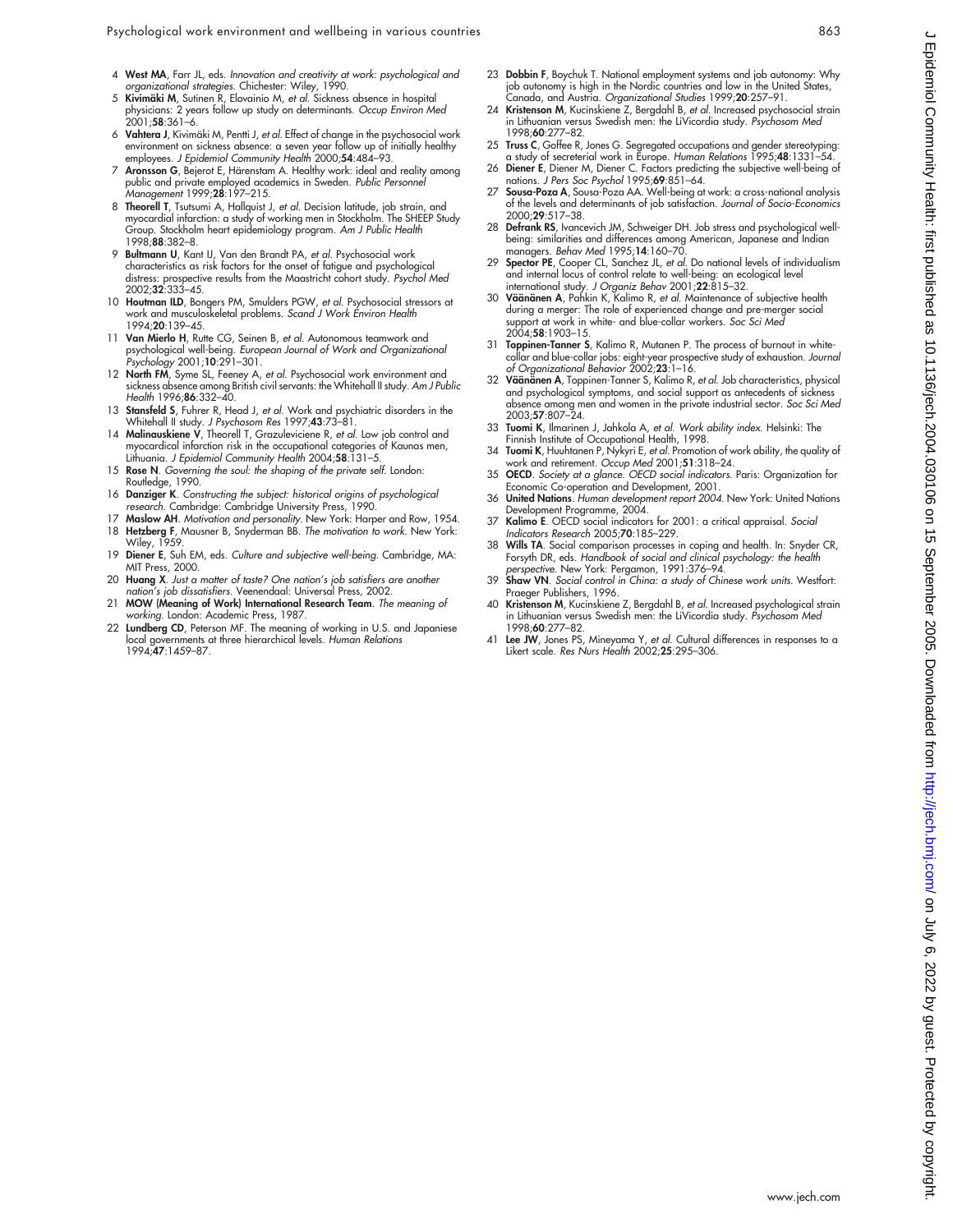4 **West MA**, Farr JL, eds. *Innovation and creativity at work: psychological and organizational strategies*. Chichester: Wiley, 1990.

5 **Kivimäki M**, Sutinen R, Elovainio M, *et al*. Sickness absence in hospital physicians: 2 years follow up study on determinants. *Occup Environ Med* 2001;**58**:361–6.

6 **Vahtera J**, Kivimäki M, Pentti J, *et al*. Effect of change in the psychosocial work environment on sickness absence: a seven year follow up of initially healthy employees. *J Epidemiol Community Health* 2000;**54**:484–93.

7 **Aronsson G**, Bejerot E, Härenstam A. Healthy work: ideal and reality among public and private employed academics in Sweden. *Public Personnel Management* 1999;**28**:197–215.

8 **Theorell T**, Tsutsumi A, Hallquist J, *et al*. Decision latitude, job strain, and myocardial infarction: a study of working men in Stockholm. The SHEEP Study Group. Stockholm heart epidemiology program. *Am J Public Health* 1998;**88**:382–8.

9 **Bultmann U**, Kant IJ, Van den Brandt PA, *et al*. Psychosocial work characteristics as risk factors for the onset of fatigue and psychological distress: prospective results from the Maastricht cohort study. *Psychol Med* 2002;**32**:333–45.

10 **Houtman ILD**, Bongers PM, Smulders PGW, *et al*. Psychosocial stressors at work and musculoskeletal problems. *Scand J Work Environ Health* 1994;**20**:139–45.

11 **Van Mierlo H**, Rutte CG, Seinen B, *et al*. Autonomous teamwork and psychological well-being. *European Journal of Work and Organizational Psychology* 2001;**10**:291–301.

12 **North FM**, Syme SL, Feeney A, *et al*. Psychosocial work environment and sickness absence among British civil servants: the Whitehall II study. *Am J Public Health* 1996;**86**:332–40.

13 **Stansfeld S**, Fuhrer R, Head J, *et al*. Work and psychiatric disorders in the Whitehall II study. *J Psychosom Res* 1997;**43**:73–81.

14 **Malinauskiene V**, Theorell T, Grazuleviciene R, *et al*. Low job control and myocardial infarction risk in the occupational categories of Kaunas men, Lithuania. *J Epidemiol Community Health* 2004;**58**:131–5.

15 **Rose N**. *Governing the soul: the shaping of the private self*. London: Routledge, 1990.

16 **Danziger K**. *Constructing the subject: historical origins of psychological research*. Cambridge: Cambridge University Press, 1990.

17 **Maslow AH**. *Motivation and personality*. New York: Harper and Row, 1954.

18 **Hetzberg F**, Mausner B, Snyderman BB. *The motivation to work*. New York: Wiley, 1959.

19 **Diener E**, Suh EM, eds. *Culture and subjective well-being*. Cambridge, MA: MIT Press, 2000.

20 **Huang X**. *Just a matter of taste? One nation's job satisfiers are another nation's job dissatisfiers*. Veenendaal: Universal Press, 2002.

21 **MOW (Meaning of Work) International Research Team**. *The meaning of working*. London: Academic Press, 1987.

22 **Lundberg CD**, Peterson MF. The meaning of working in U.S. and Japaniese local governments at three hierarchical levels. *Human Relations* 1994;**47**:1459–87.

23 **Dobbin F**, Boychuk T. National employment systems and job autonomy: Why job autonomy is high in the Nordic countries and low in the United States, Canada, and Austria. *Organizational Studies* 1999;**20**:257–91.

24 **Kristenson M**, Kucinskiene Z, Bergdahl B, *et al*. Increased psychosocial strain in Lithuanian versus Swedish men: the LiVicordia study. *Psychosom Med* 1998;**60**:277–82.

25 **Truss C**, Goffee R, Jones G. Segregated occupations and gender stereotyping: a study of secreterial work in Europe. *Human Relations* 1995;**48**:1331–54.

26 **Diener E**, Diener M, Diener C. Factors predicting the subjective well-being of nations. *J Pers Soc Psychol* 1995;**69**:851–64.

27 **Sousa-Poza A**, Sousa-Poza AA. Well-being at work: a cross-national analysis of the levels and determinants of job satisfaction. *Journal of Socio-Economics* 2000;**29**:517–38.

28 **Defrank RS**, Ivancevich JM, Schweiger DH. Job stress and psychological well-being: similarities and differences among American, Japanese and Indian managers. *Behav Med* 1995;**14**:160–70.

29 **Spector PE**, Cooper CL, Sanchez JL, *et al*. Do national levels of individualism and internal locus of control relate to well-being: an ecological level international study. *J Organiz Behav* 2001;**22**:815–32.

30 **Väänänen A**, Pahkin K, Kalimo R, *et al*. Maintenance of subjective health during a merger: The role of experienced change and pre-merger social support at work in white- and blue-collar workers. *Soc Sci Med* 2004;**58**:1903–15.

31 **Toppinen-Tanner S**, Kalimo R, Mutanen P. The process of burnout in white-collar and blue-collar jobs: eight-year prospective study of exhaustion. *Journal of Organizational Behavior* 2002;**23**:1–16.

32 **Väänänen A**, Toppinen-Tanner S, Kalimo R, *et al*. Job characteristics, physical and psychological symptoms, and social support as antecedents of sickness absence among men and women in the private industrial sector. *Soc Sci Med* 2003;**57**:807–24.

33 **Tuomi K**, Ilmarinen J, Jahkola A, *et al*. *Work ability index*. Helsinki: The Finnish Institute of Occupational Health, 1998.

34 **Tuomi K**, Huuhtanen P, Nykyri E, *et al*. Promotion of work ability, the quality of work and retirement. *Occup Med* 2001;**51**:318–24.

35 **OECD**. *Society at a glance. OECD social indicators*. Paris: Organization for Economic Co-operation and Development, 2001.

36 **United Nations**. *Human development report 2004*. New York: United Nations Development Programme, 2004.

37 **Kalimo E**. OECD social indicators for 2001: a critical appraisal. *Social Indicators Research* 2005;**70**:185–229.

38 **Wills TA**. Social comparison processes in coping and health. In: Snyder CR, Forsyth DR, eds. *Handbook of social and clinical psychology: the health perspective*. New York: Pergamon, 1991:376–94.

39 **Shaw VN**. *Social control in China: a study of Chinese work units*. Westfort: Praeger Publishers, 1996.

40 **Kristenson M**, Kucinskiene Z, Bergdahl B, *et al*. Increased psychological strain in Lithuanian versus Swedish men: the LiVicordia study. *Psychosom Med* 1998;**60**:277–82.

41 **Lee JW**, Jones PS, Mineyama Y, *et al*. Cultural differences in responses to a Likert scale. *Res Nurs Health* 2002;**25**:295–306.